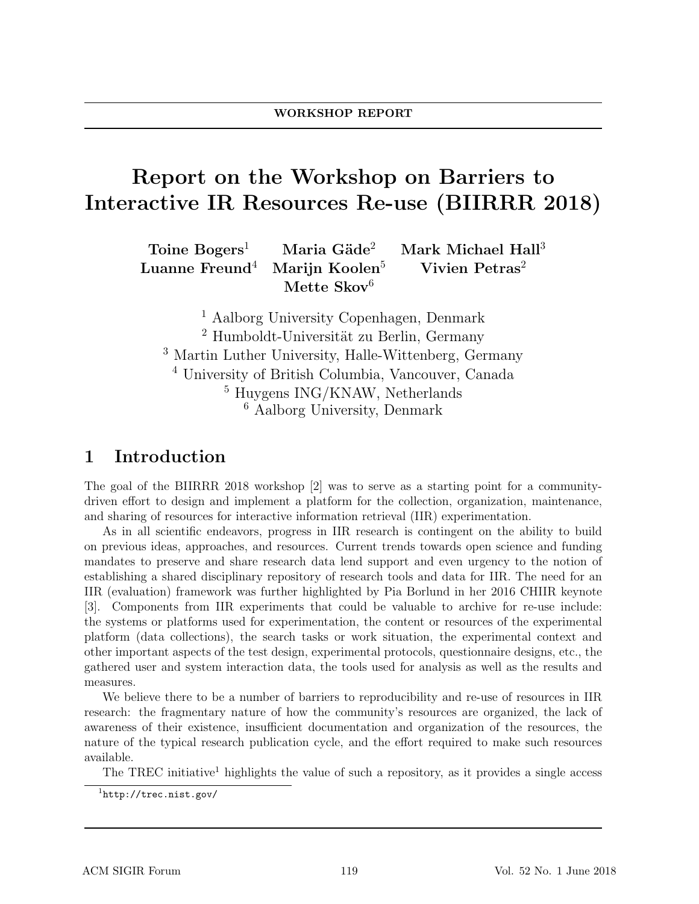WORKSHOP REPORT

# Report on the Workshop on Barriers to Interactive IR Resources Re-use (BIIRRR 2018)

**Toine Bogers**[1] **Maria Gäde**[2] **Mark Michael Hall**[3]
**Luanne Freund**[4] **Marijn Koolen**[5] **Vivien Petras**[2]
**Mette Skov**[6]

[1] Aalborg University Copenhagen, Denmark
[2] Humboldt-Universität zu Berlin, Germany
[3] Martin Luther University, Halle-Wittenberg, Germany
[4] University of British Columbia, Vancouver, Canada
[5] Huygens ING/KNAW, Netherlands
[6] Aalborg University, Denmark

## 1 Introduction

The goal of the BIIRRR 2018 workshop [2] was to serve as a starting point for a community-driven effort to design and implement a platform for the collection, organization, maintenance, and sharing of resources for interactive information retrieval (IIR) experimentation.

As in all scientific endeavors, progress in IIR research is contingent on the ability to build on previous ideas, approaches, and resources. Current trends towards open science and funding mandates to preserve and share research data lend support and even urgency to the notion of establishing a shared disciplinary repository of research tools and data for IIR. The need for an IIR (evaluation) framework was further highlighted by Pia Borlund in her 2016 CHIIR keynote [3]. Components from IIR experiments that could be valuable to archive for re-use include: the systems or platforms used for experimentation, the content or resources of the experimental platform (data collections), the search tasks or work situation, the experimental context and other important aspects of the test design, experimental protocols, questionnaire designs, etc., the gathered user and system interaction data, the tools used for analysis as well as the results and measures.

We believe there to be a number of barriers to reproducibility and re-use of resources in IIR research: the fragmentary nature of how the community's resources are organized, the lack of awareness of their existence, insufficient documentation and organization of the resources, the nature of the typical research publication cycle, and the effort required to make such resources available.

The TREC initiative[1] highlights the value of such a repository, as it provides a single access

[1] http://trec.nist.gov/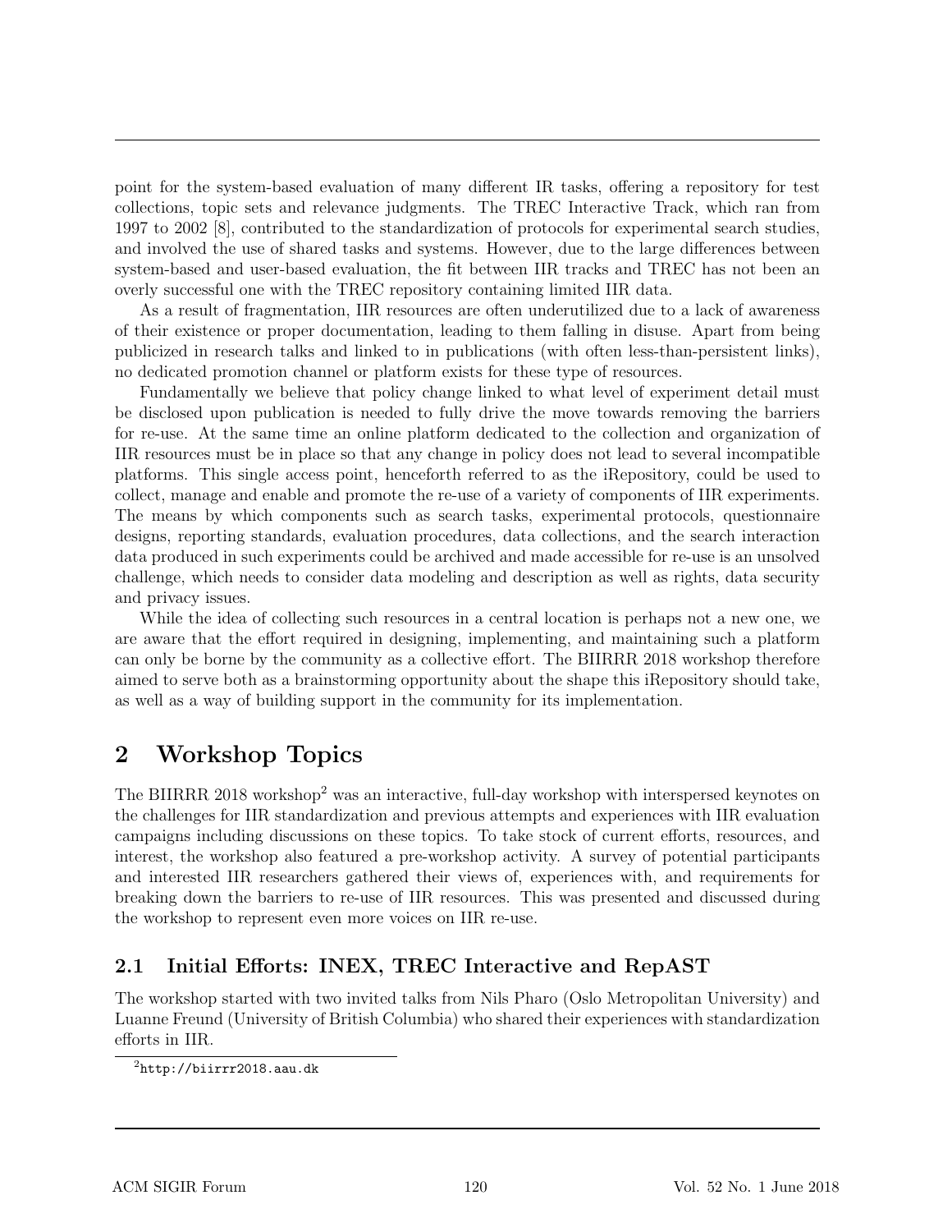point for the system-based evaluation of many different IR tasks, offering a repository for test collections, topic sets and relevance judgments. The TREC Interactive Track, which ran from 1997 to 2002 [8], contributed to the standardization of protocols for experimental search studies, and involved the use of shared tasks and systems. However, due to the large differences between system-based and user-based evaluation, the fit between IIR tracks and TREC has not been an overly successful one with the TREC repository containing limited IIR data.

As a result of fragmentation, IIR resources are often underutilized due to a lack of awareness of their existence or proper documentation, leading to them falling in disuse. Apart from being publicized in research talks and linked to in publications (with often less-than-persistent links), no dedicated promotion channel or platform exists for these type of resources.

Fundamentally we believe that policy change linked to what level of experiment detail must be disclosed upon publication is needed to fully drive the move towards removing the barriers for re-use. At the same time an online platform dedicated to the collection and organization of IIR resources must be in place so that any change in policy does not lead to several incompatible platforms. This single access point, henceforth referred to as the iRepository, could be used to collect, manage and enable and promote the re-use of a variety of components of IIR experiments. The means by which components such as search tasks, experimental protocols, questionnaire designs, reporting standards, evaluation procedures, data collections, and the search interaction data produced in such experiments could be archived and made accessible for re-use is an unsolved challenge, which needs to consider data modeling and description as well as rights, data security and privacy issues.

While the idea of collecting such resources in a central location is perhaps not a new one, we are aware that the effort required in designing, implementing, and maintaining such a platform can only be borne by the community as a collective effort. The BIIRRR 2018 workshop therefore aimed to serve both as a brainstorming opportunity about the shape this iRepository should take, as well as a way of building support in the community for its implementation.

# 2 Workshop Topics

The BIIRRR 2018 workshop[2] was an interactive, full-day workshop with interspersed keynotes on the challenges for IIR standardization and previous attempts and experiences with IIR evaluation campaigns including discussions on these topics. To take stock of current efforts, resources, and interest, the workshop also featured a pre-workshop activity. A survey of potential participants and interested IIR researchers gathered their views of, experiences with, and requirements for breaking down the barriers to re-use of IIR resources. This was presented and discussed during the workshop to represent even more voices on IIR re-use.

## 2.1 Initial Efforts: INEX, TREC Interactive and RepAST

The workshop started with two invited talks from Nils Pharo (Oslo Metropolitan University) and Luanne Freund (University of British Columbia) who shared their experiences with standardization efforts in IIR.

[2] http://biirrr2018.aau.dk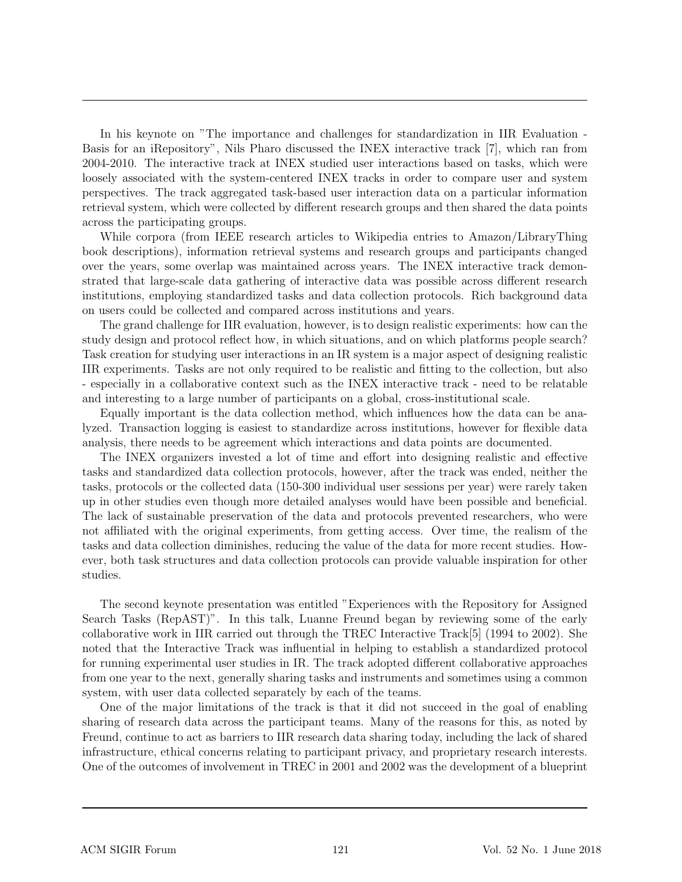In his keynote on "The importance and challenges for standardization in IIR Evaluation - Basis for an iRepository", Nils Pharo discussed the INEX interactive track [7], which ran from 2004-2010. The interactive track at INEX studied user interactions based on tasks, which were loosely associated with the system-centered INEX tracks in order to compare user and system perspectives. The track aggregated task-based user interaction data on a particular information retrieval system, which were collected by different research groups and then shared the data points across the participating groups.

While corpora (from IEEE research articles to Wikipedia entries to Amazon/LibraryThing book descriptions), information retrieval systems and research groups and participants changed over the years, some overlap was maintained across years. The INEX interactive track demonstrated that large-scale data gathering of interactive data was possible across different research institutions, employing standardized tasks and data collection protocols. Rich background data on users could be collected and compared across institutions and years.

The grand challenge for IIR evaluation, however, is to design realistic experiments: how can the study design and protocol reflect how, in which situations, and on which platforms people search? Task creation for studying user interactions in an IR system is a major aspect of designing realistic IIR experiments. Tasks are not only required to be realistic and fitting to the collection, but also - especially in a collaborative context such as the INEX interactive track - need to be relatable and interesting to a large number of participants on a global, cross-institutional scale.

Equally important is the data collection method, which influences how the data can be analyzed. Transaction logging is easiest to standardize across institutions, however for flexible data analysis, there needs to be agreement which interactions and data points are documented.

The INEX organizers invested a lot of time and effort into designing realistic and effective tasks and standardized data collection protocols, however, after the track was ended, neither the tasks, protocols or the collected data (150-300 individual user sessions per year) were rarely taken up in other studies even though more detailed analyses would have been possible and beneficial. The lack of sustainable preservation of the data and protocols prevented researchers, who were not affiliated with the original experiments, from getting access. Over time, the realism of the tasks and data collection diminishes, reducing the value of the data for more recent studies. However, both task structures and data collection protocols can provide valuable inspiration for other studies.

The second keynote presentation was entitled "Experiences with the Repository for Assigned Search Tasks (RepAST)". In this talk, Luanne Freund began by reviewing some of the early collaborative work in IIR carried out through the TREC Interactive Track[5] (1994 to 2002). She noted that the Interactive Track was influential in helping to establish a standardized protocol for running experimental user studies in IR. The track adopted different collaborative approaches from one year to the next, generally sharing tasks and instruments and sometimes using a common system, with user data collected separately by each of the teams.

One of the major limitations of the track is that it did not succeed in the goal of enabling sharing of research data across the participant teams. Many of the reasons for this, as noted by Freund, continue to act as barriers to IIR research data sharing today, including the lack of shared infrastructure, ethical concerns relating to participant privacy, and proprietary research interests. One of the outcomes of involvement in TREC in 2001 and 2002 was the development of a blueprint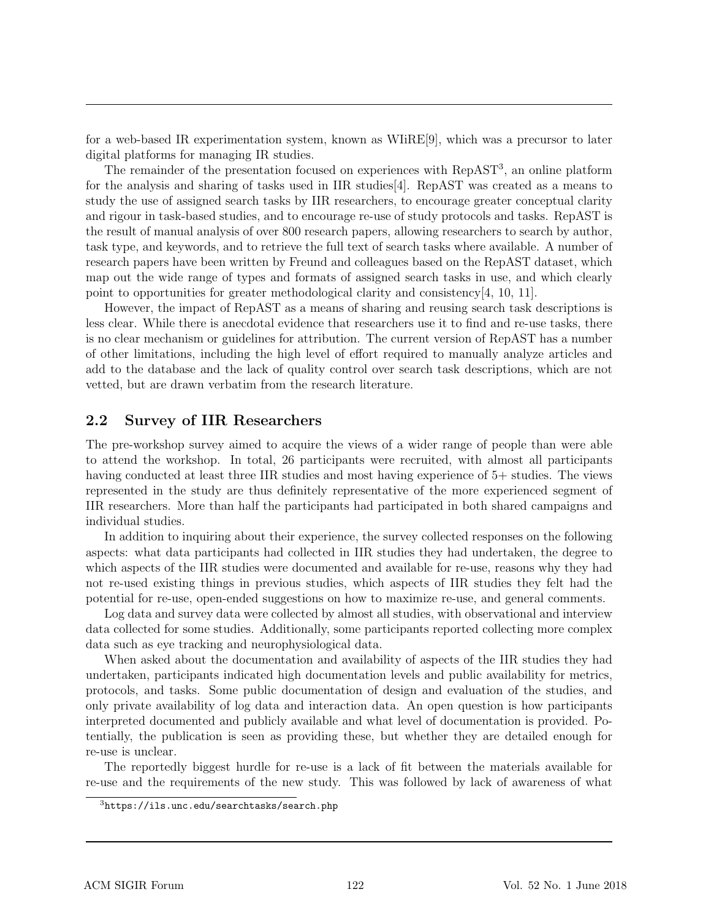for a web-based IR experimentation system, known as WIiRE[9], which was a precursor to later digital platforms for managing IR studies.

The remainder of the presentation focused on experiences with RepAST[3], an online platform for the analysis and sharing of tasks used in IIR studies[4]. RepAST was created as a means to study the use of assigned search tasks by IIR researchers, to encourage greater conceptual clarity and rigour in task-based studies, and to encourage re-use of study protocols and tasks. RepAST is the result of manual analysis of over 800 research papers, allowing researchers to search by author, task type, and keywords, and to retrieve the full text of search tasks where available. A number of research papers have been written by Freund and colleagues based on the RepAST dataset, which map out the wide range of types and formats of assigned search tasks in use, and which clearly point to opportunities for greater methodological clarity and consistency[4, 10, 11].

However, the impact of RepAST as a means of sharing and reusing search task descriptions is less clear. While there is anecdotal evidence that researchers use it to find and re-use tasks, there is no clear mechanism or guidelines for attribution. The current version of RepAST has a number of other limitations, including the high level of effort required to manually analyze articles and add to the database and the lack of quality control over search task descriptions, which are not vetted, but are drawn verbatim from the research literature.

## 2.2 Survey of IIR Researchers

The pre-workshop survey aimed to acquire the views of a wider range of people than were able to attend the workshop. In total, 26 participants were recruited, with almost all participants having conducted at least three IIR studies and most having experience of 5+ studies. The views represented in the study are thus definitely representative of the more experienced segment of IIR researchers. More than half the participants had participated in both shared campaigns and individual studies.

In addition to inquiring about their experience, the survey collected responses on the following aspects: what data participants had collected in IIR studies they had undertaken, the degree to which aspects of the IIR studies were documented and available for re-use, reasons why they had not re-used existing things in previous studies, which aspects of IIR studies they felt had the potential for re-use, open-ended suggestions on how to maximize re-use, and general comments.

Log data and survey data were collected by almost all studies, with observational and interview data collected for some studies. Additionally, some participants reported collecting more complex data such as eye tracking and neurophysiological data.

When asked about the documentation and availability of aspects of the IIR studies they had undertaken, participants indicated high documentation levels and public availability for metrics, protocols, and tasks. Some public documentation of design and evaluation of the studies, and only private availability of log data and interaction data. An open question is how participants interpreted documented and publicly available and what level of documentation is provided. Potentially, the publication is seen as providing these, but whether they are detailed enough for re-use is unclear.

The reportedly biggest hurdle for re-use is a lack of fit between the materials available for re-use and the requirements of the new study. This was followed by lack of awareness of what

[3] https://ils.unc.edu/searchtasks/search.php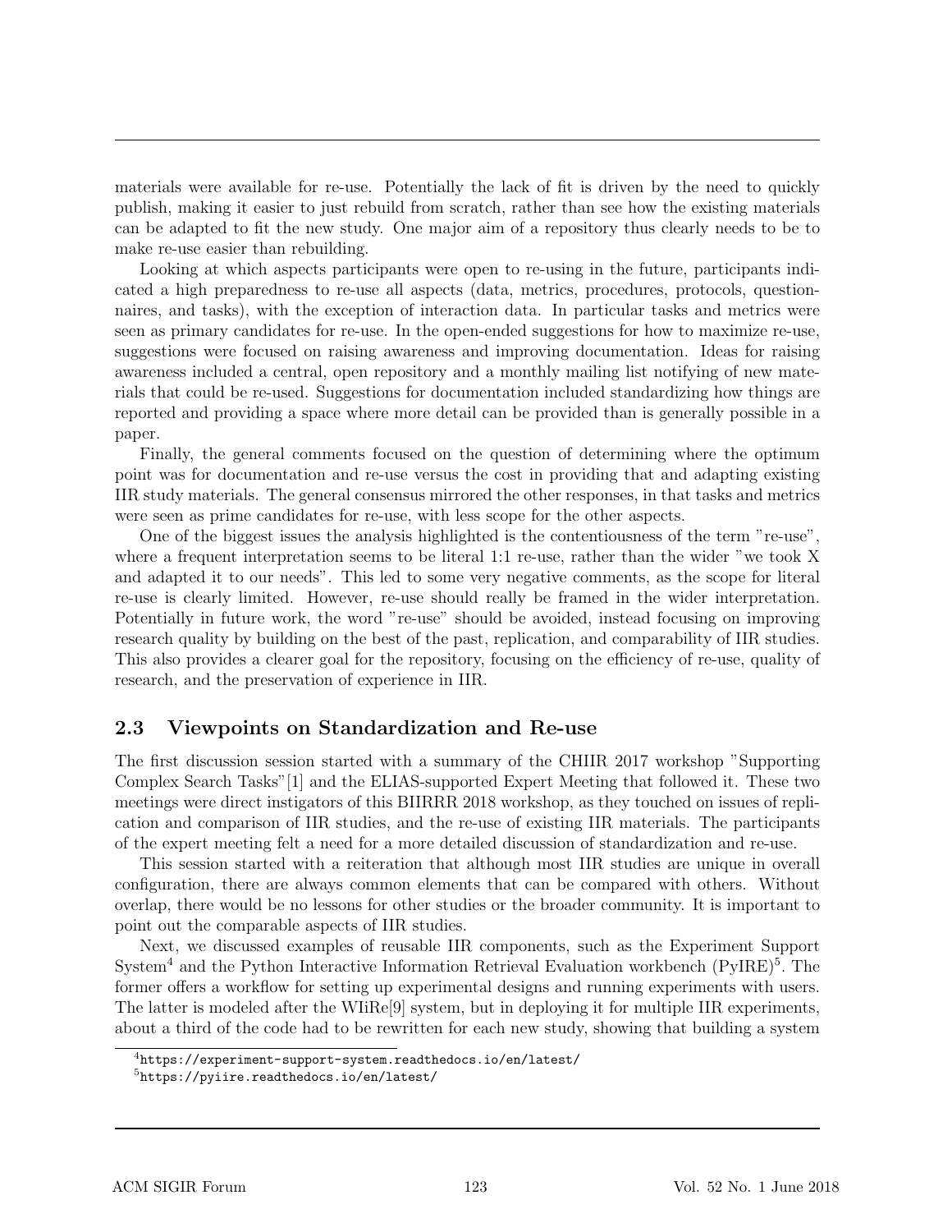materials were available for re-use. Potentially the lack of fit is driven by the need to quickly publish, making it easier to just rebuild from scratch, rather than see how the existing materials can be adapted to fit the new study. One major aim of a repository thus clearly needs to be to make re-use easier than rebuilding.

Looking at which aspects participants were open to re-using in the future, participants indicated a high preparedness to re-use all aspects (data, metrics, procedures, protocols, questionnaires, and tasks), with the exception of interaction data. In particular tasks and metrics were seen as primary candidates for re-use. In the open-ended suggestions for how to maximize re-use, suggestions were focused on raising awareness and improving documentation. Ideas for raising awareness included a central, open repository and a monthly mailing list notifying of new materials that could be re-used. Suggestions for documentation included standardizing how things are reported and providing a space where more detail can be provided than is generally possible in a paper.

Finally, the general comments focused on the question of determining where the optimum point was for documentation and re-use versus the cost in providing that and adapting existing IIR study materials. The general consensus mirrored the other responses, in that tasks and metrics were seen as prime candidates for re-use, with less scope for the other aspects.

One of the biggest issues the analysis highlighted is the contentiousness of the term "re-use", where a frequent interpretation seems to be literal 1:1 re-use, rather than the wider "we took X and adapted it to our needs". This led to some very negative comments, as the scope for literal re-use is clearly limited. However, re-use should really be framed in the wider interpretation. Potentially in future work, the word "re-use" should be avoided, instead focusing on improving research quality by building on the best of the past, replication, and comparability of IIR studies. This also provides a clearer goal for the repository, focusing on the efficiency of re-use, quality of research, and the preservation of experience in IIR.

## 2.3 Viewpoints on Standardization and Re-use

The first discussion session started with a summary of the CHIIR 2017 workshop "Supporting Complex Search Tasks"[1] and the ELIAS-supported Expert Meeting that followed it. These two meetings were direct instigators of this BIIRRR 2018 workshop, as they touched on issues of replication and comparison of IIR studies, and the re-use of existing IIR materials. The participants of the expert meeting felt a need for a more detailed discussion of standardization and re-use.

This session started with a reiteration that although most IIR studies are unique in overall configuration, there are always common elements that can be compared with others. Without overlap, there would be no lessons for other studies or the broader community. It is important to point out the comparable aspects of IIR studies.

Next, we discussed examples of reusable IIR components, such as the Experiment Support System[4] and the Python Interactive Information Retrieval Evaluation workbench (PyIRE)[5]. The former offers a workflow for setting up experimental designs and running experiments with users. The latter is modeled after the WIiRe[9] system, but in deploying it for multiple IIR experiments, about a third of the code had to be rewritten for each new study, showing that building a system

[4] https://experiment-support-system.readthedocs.io/en/latest/

[5] https://pyiire.readthedocs.io/en/latest/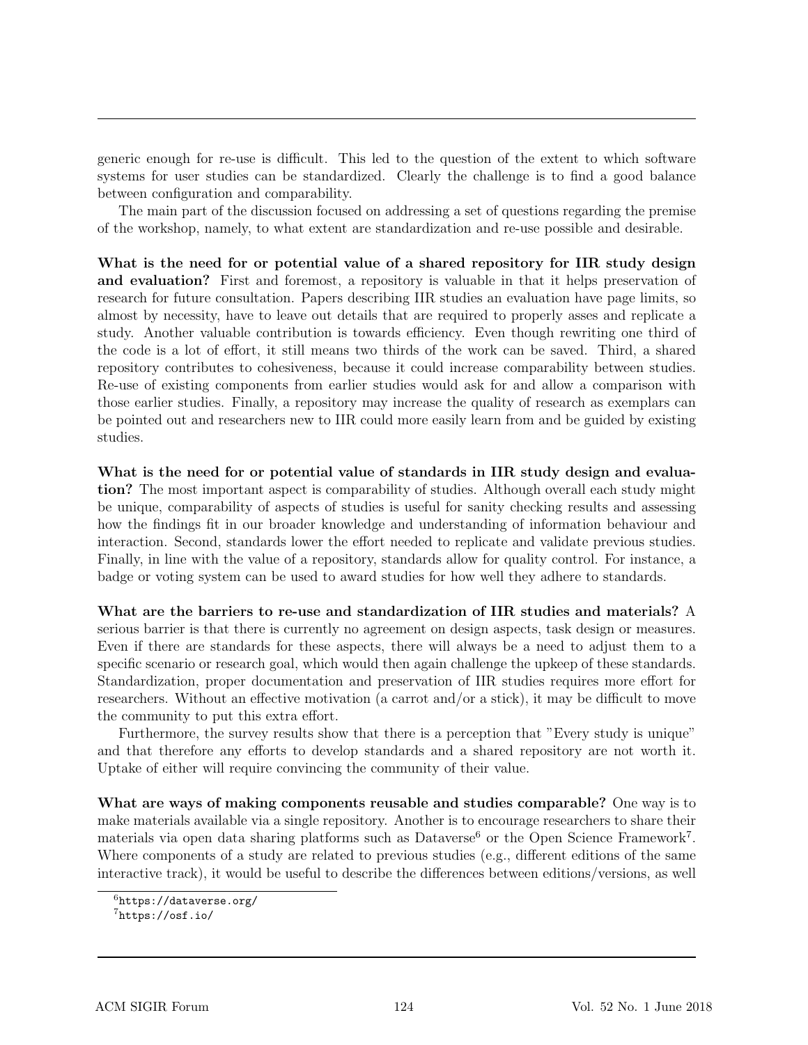generic enough for re-use is difficult. This led to the question of the extent to which software systems for user studies can be standardized. Clearly the challenge is to find a good balance between configuration and comparability.

The main part of the discussion focused on addressing a set of questions regarding the premise of the workshop, namely, to what extent are standardization and re-use possible and desirable.

**What is the need for or potential value of a shared repository for IIR study design and evaluation?** First and foremost, a repository is valuable in that it helps preservation of research for future consultation. Papers describing IIR studies an evaluation have page limits, so almost by necessity, have to leave out details that are required to properly asses and replicate a study. Another valuable contribution is towards efficiency. Even though rewriting one third of the code is a lot of effort, it still means two thirds of the work can be saved. Third, a shared repository contributes to cohesiveness, because it could increase comparability between studies. Re-use of existing components from earlier studies would ask for and allow a comparison with those earlier studies. Finally, a repository may increase the quality of research as exemplars can be pointed out and researchers new to IIR could more easily learn from and be guided by existing studies.

**What is the need for or potential value of standards in IIR study design and evaluation?** The most important aspect is comparability of studies. Although overall each study might be unique, comparability of aspects of studies is useful for sanity checking results and assessing how the findings fit in our broader knowledge and understanding of information behaviour and interaction. Second, standards lower the effort needed to replicate and validate previous studies. Finally, in line with the value of a repository, standards allow for quality control. For instance, a badge or voting system can be used to award studies for how well they adhere to standards.

**What are the barriers to re-use and standardization of IIR studies and materials?** A serious barrier is that there is currently no agreement on design aspects, task design or measures. Even if there are standards for these aspects, there will always be a need to adjust them to a specific scenario or research goal, which would then again challenge the upkeep of these standards. Standardization, proper documentation and preservation of IIR studies requires more effort for researchers. Without an effective motivation (a carrot and/or a stick), it may be difficult to move the community to put this extra effort.

Furthermore, the survey results show that there is a perception that "Every study is unique" and that therefore any efforts to develop standards and a shared repository are not worth it. Uptake of either will require convincing the community of their value.

**What are ways of making components reusable and studies comparable?** One way is to make materials available via a single repository. Another is to encourage researchers to share their materials via open data sharing platforms such as Dataverse[6] or the Open Science Framework[7]. Where components of a study are related to previous studies (e.g., different editions of the same interactive track), it would be useful to describe the differences between editions/versions, as well

[6] https://dataverse.org/

[7] https://osf.io/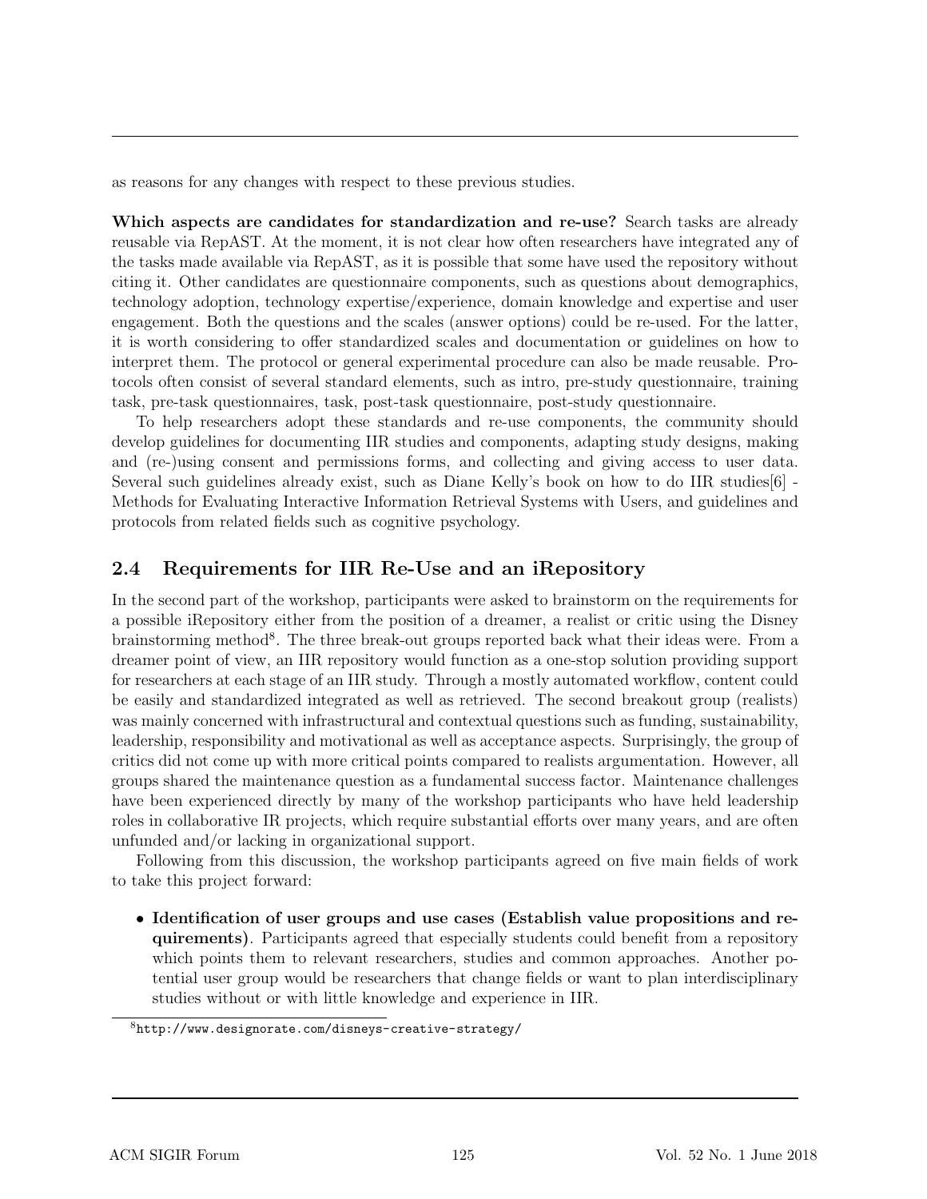as reasons for any changes with respect to these previous studies.

**Which aspects are candidates for standardization and re-use?** Search tasks are already reusable via RepAST. At the moment, it is not clear how often researchers have integrated any of the tasks made available via RepAST, as it is possible that some have used the repository without citing it. Other candidates are questionnaire components, such as questions about demographics, technology adoption, technology expertise/experience, domain knowledge and expertise and user engagement. Both the questions and the scales (answer options) could be re-used. For the latter, it is worth considering to offer standardized scales and documentation or guidelines on how to interpret them. The protocol or general experimental procedure can also be made reusable. Protocols often consist of several standard elements, such as intro, pre-study questionnaire, training task, pre-task questionnaires, task, post-task questionnaire, post-study questionnaire.

To help researchers adopt these standards and re-use components, the community should develop guidelines for documenting IIR studies and components, adapting study designs, making and (re-)using consent and permissions forms, and collecting and giving access to user data. Several such guidelines already exist, such as Diane Kelly's book on how to do IIR studies[6] - Methods for Evaluating Interactive Information Retrieval Systems with Users, and guidelines and protocols from related fields such as cognitive psychology.

## 2.4 Requirements for IIR Re-Use and an iRepository

In the second part of the workshop, participants were asked to brainstorm on the requirements for a possible iRepository either from the position of a dreamer, a realist or critic using the Disney brainstorming method[8]. The three break-out groups reported back what their ideas were. From a dreamer point of view, an IIR repository would function as a one-stop solution providing support for researchers at each stage of an IIR study. Through a mostly automated workflow, content could be easily and standardized integrated as well as retrieved. The second breakout group (realists) was mainly concerned with infrastructural and contextual questions such as funding, sustainability, leadership, responsibility and motivational as well as acceptance aspects. Surprisingly, the group of critics did not come up with more critical points compared to realists argumentation. However, all groups shared the maintenance question as a fundamental success factor. Maintenance challenges have been experienced directly by many of the workshop participants who have held leadership roles in collaborative IR projects, which require substantial efforts over many years, and are often unfunded and/or lacking in organizational support.

Following from this discussion, the workshop participants agreed on five main fields of work to take this project forward:

- **Identification of user groups and use cases (Establish value propositions and requirements)**. Participants agreed that especially students could benefit from a repository which points them to relevant researchers, studies and common approaches. Another potential user group would be researchers that change fields or want to plan interdisciplinary studies without or with little knowledge and experience in IIR.

[8] http://www.designorate.com/disneys-creative-strategy/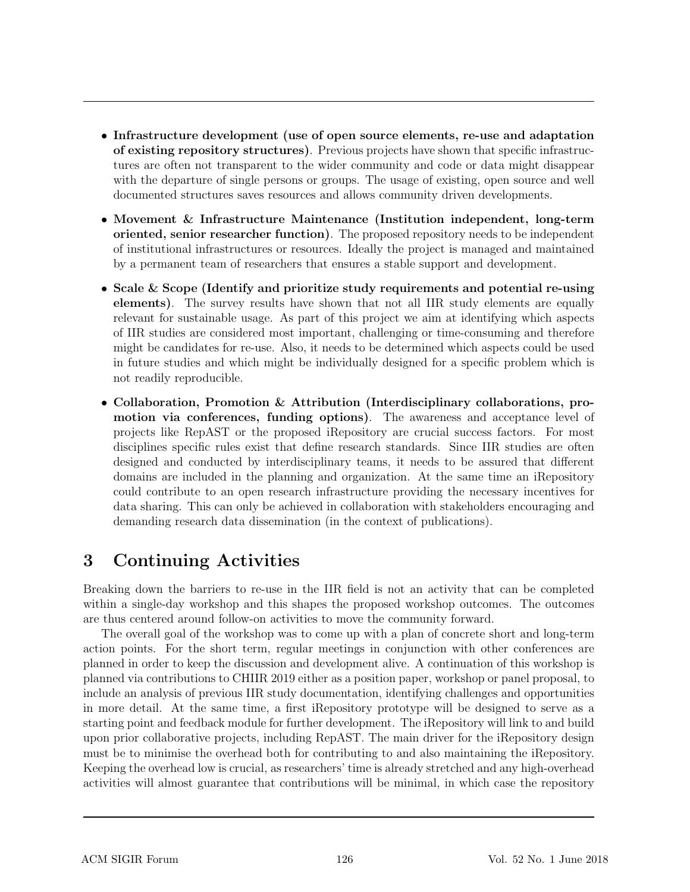- **Infrastructure development (use of open source elements, re-use and adaptation of existing repository structures)**. Previous projects have shown that specific infrastructures are often not transparent to the wider community and code or data might disappear with the departure of single persons or groups. The usage of existing, open source and well documented structures saves resources and allows community driven developments.
- **Movement & Infrastructure Maintenance (Institution independent, long-term oriented, senior researcher function)**. The proposed repository needs to be independent of institutional infrastructures or resources. Ideally the project is managed and maintained by a permanent team of researchers that ensures a stable support and development.
- **Scale & Scope (Identify and prioritize study requirements and potential re-using elements)**. The survey results have shown that not all IIR study elements are equally relevant for sustainable usage. As part of this project we aim at identifying which aspects of IIR studies are considered most important, challenging or time-consuming and therefore might be candidates for re-use. Also, it needs to be determined which aspects could be used in future studies and which might be individually designed for a specific problem which is not readily reproducible.
- **Collaboration, Promotion & Attribution (Interdisciplinary collaborations, promotion via conferences, funding options)**. The awareness and acceptance level of projects like RepAST or the proposed iRepository are crucial success factors. For most disciplines specific rules exist that define research standards. Since IIR studies are often designed and conducted by interdisciplinary teams, it needs to be assured that different domains are included in the planning and organization. At the same time an iRepository could contribute to an open research infrastructure providing the necessary incentives for data sharing. This can only be achieved in collaboration with stakeholders encouraging and demanding research data dissemination (in the context of publications).

# 3 Continuing Activities

Breaking down the barriers to re-use in the IIR field is not an activity that can be completed within a single-day workshop and this shapes the proposed workshop outcomes. The outcomes are thus centered around follow-on activities to move the community forward.

The overall goal of the workshop was to come up with a plan of concrete short and long-term action points. For the short term, regular meetings in conjunction with other conferences are planned in order to keep the discussion and development alive. A continuation of this workshop is planned via contributions to CHIIR 2019 either as a position paper, workshop or panel proposal, to include an analysis of previous IIR study documentation, identifying challenges and opportunities in more detail. At the same time, a first iRepository prototype will be designed to serve as a starting point and feedback module for further development. The iRepository will link to and build upon prior collaborative projects, including RepAST. The main driver for the iRepository design must be to minimise the overhead both for contributing to and also maintaining the iRepository. Keeping the overhead low is crucial, as researchers' time is already stretched and any high-overhead activities will almost guarantee that contributions will be minimal, in which case the repository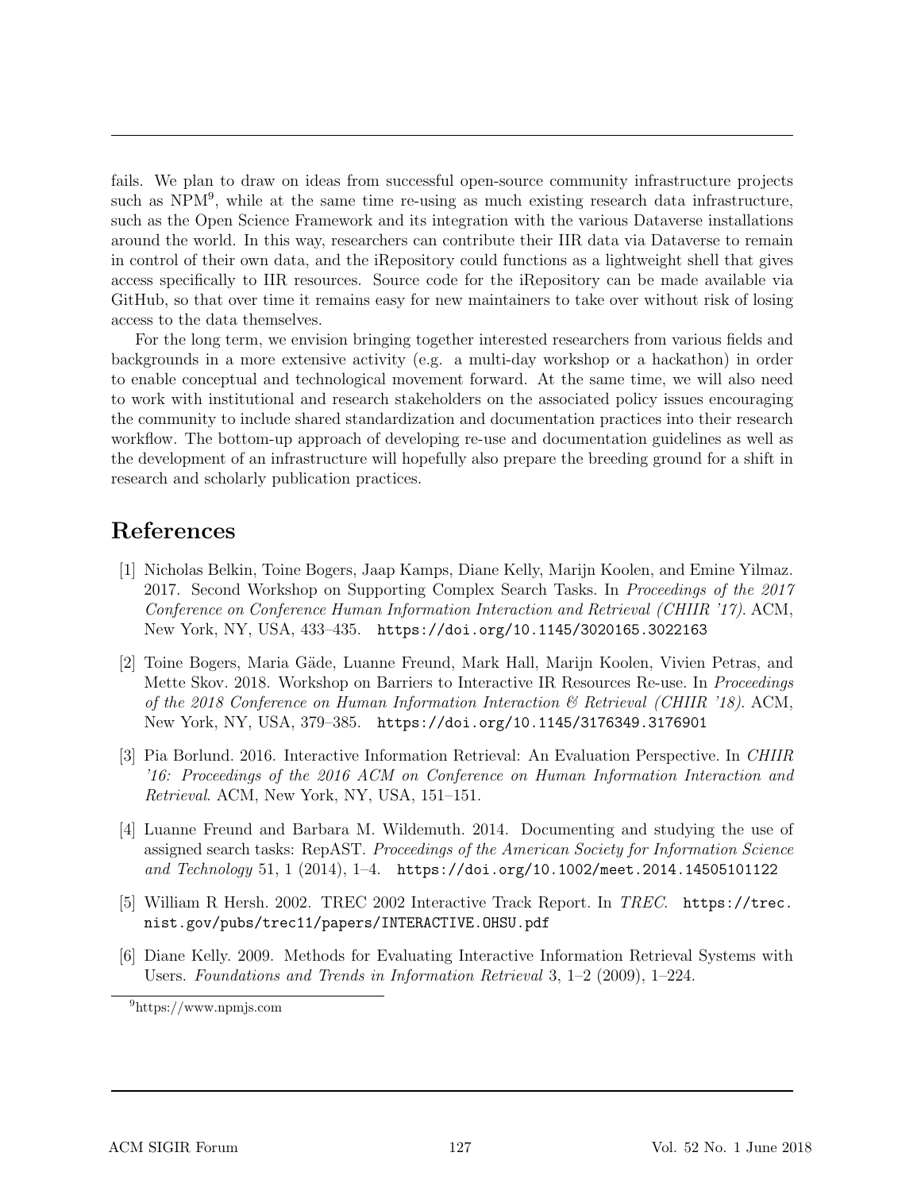fails. We plan to draw on ideas from successful open-source community infrastructure projects such as NPM[9], while at the same time re-using as much existing research data infrastructure, such as the Open Science Framework and its integration with the various Dataverse installations around the world. In this way, researchers can contribute their IIR data via Dataverse to remain in control of their own data, and the iRepository could functions as a lightweight shell that gives access specifically to IIR resources. Source code for the iRepository can be made available via GitHub, so that over time it remains easy for new maintainers to take over without risk of losing access to the data themselves.

For the long term, we envision bringing together interested researchers from various fields and backgrounds in a more extensive activity (e.g. a multi-day workshop or a hackathon) in order to enable conceptual and technological movement forward. At the same time, we will also need to work with institutional and research stakeholders on the associated policy issues encouraging the community to include shared standardization and documentation practices into their research workflow. The bottom-up approach of developing re-use and documentation guidelines as well as the development of an infrastructure will hopefully also prepare the breeding ground for a shift in research and scholarly publication practices.

## References

[1] Nicholas Belkin, Toine Bogers, Jaap Kamps, Diane Kelly, Marijn Koolen, and Emine Yilmaz. 2017. Second Workshop on Supporting Complex Search Tasks. In *Proceedings of the 2017 Conference on Conference Human Information Interaction and Retrieval (CHIIR '17)*. ACM, New York, NY, USA, 433–435. `https://doi.org/10.1145/3020165.3022163`

[2] Toine Bogers, Maria Gäde, Luanne Freund, Mark Hall, Marijn Koolen, Vivien Petras, and Mette Skov. 2018. Workshop on Barriers to Interactive IR Resources Re-use. In *Proceedings of the 2018 Conference on Human Information Interaction & Retrieval (CHIIR '18)*. ACM, New York, NY, USA, 379–385. `https://doi.org/10.1145/3176349.3176901`

[3] Pia Borlund. 2016. Interactive Information Retrieval: An Evaluation Perspective. In *CHIIR '16: Proceedings of the 2016 ACM on Conference on Human Information Interaction and Retrieval*. ACM, New York, NY, USA, 151–151.

[4] Luanne Freund and Barbara M. Wildemuth. 2014. Documenting and studying the use of assigned search tasks: RepAST. *Proceedings of the American Society for Information Science and Technology* 51, 1 (2014), 1–4. `https://doi.org/10.1002/meet.2014.14505101122`

[5] William R Hersh. 2002. TREC 2002 Interactive Track Report. In *TREC*. `https://trec.nist.gov/pubs/trec11/papers/INTERACTIVE.OHSU.pdf`

[6] Diane Kelly. 2009. Methods for Evaluating Interactive Information Retrieval Systems with Users. *Foundations and Trends in Information Retrieval* 3, 1–2 (2009), 1–224.

[9] https://www.npmjs.com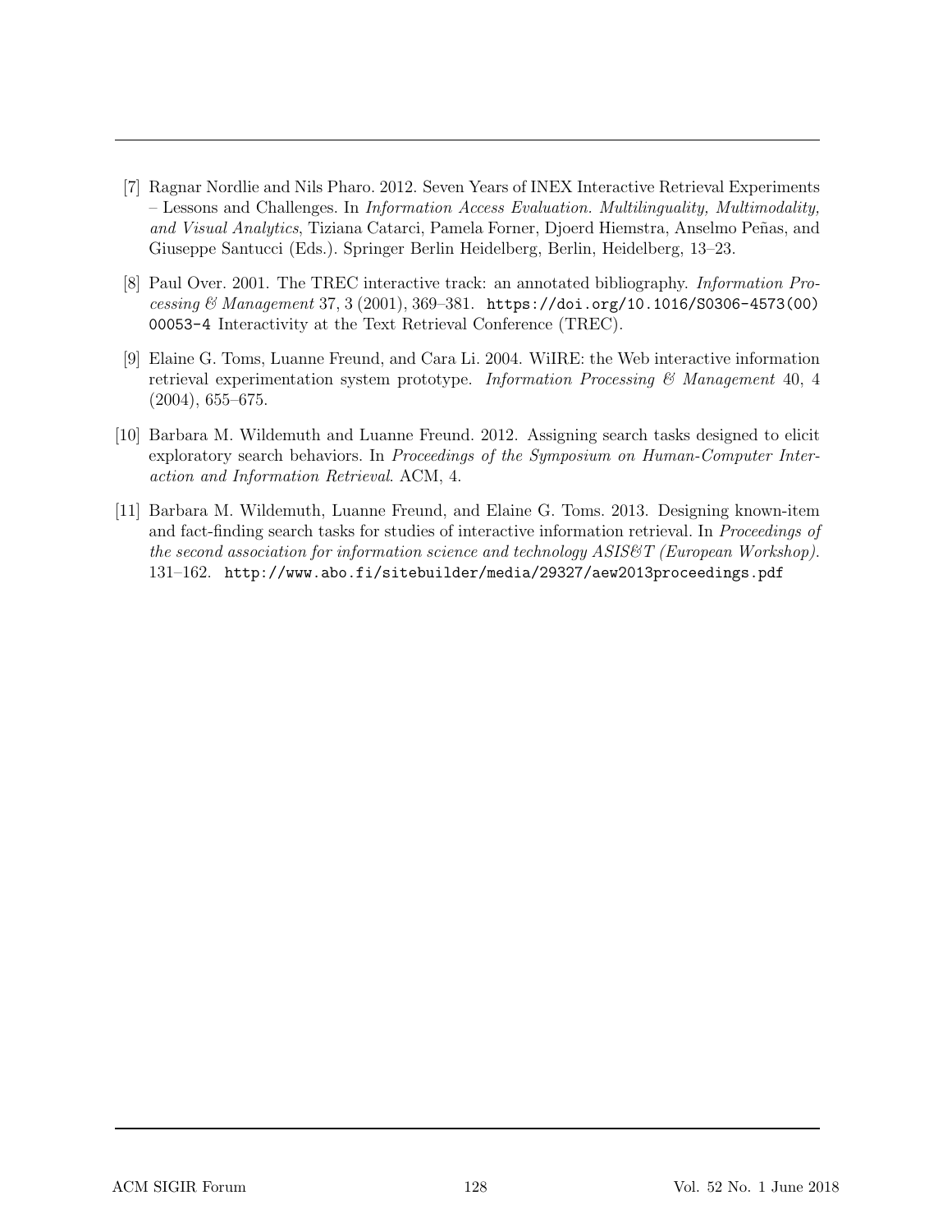[7] Ragnar Nordlie and Nils Pharo. 2012. Seven Years of INEX Interactive Retrieval Experiments – Lessons and Challenges. In *Information Access Evaluation. Multilinguality, Multimodality, and Visual Analytics*, Tiziana Catarci, Pamela Forner, Djoerd Hiemstra, Anselmo Peñas, and Giuseppe Santucci (Eds.). Springer Berlin Heidelberg, Berlin, Heidelberg, 13–23.

[8] Paul Over. 2001. The TREC interactive track: an annotated bibliography. *Information Processing & Management* 37, 3 (2001), 369–381. https://doi.org/10.1016/S0306-4573(00)00053-4 Interactivity at the Text Retrieval Conference (TREC).

[9] Elaine G. Toms, Luanne Freund, and Cara Li. 2004. WiIRE: the Web interactive information retrieval experimentation system prototype. *Information Processing & Management* 40, 4 (2004), 655–675.

[10] Barbara M. Wildemuth and Luanne Freund. 2012. Assigning search tasks designed to elicit exploratory search behaviors. In *Proceedings of the Symposium on Human-Computer Interaction and Information Retrieval*. ACM, 4.

[11] Barbara M. Wildemuth, Luanne Freund, and Elaine G. Toms. 2013. Designing known-item and fact-finding search tasks for studies of interactive information retrieval. In *Proceedings of the second association for information science and technology ASIS&T (European Workshop)*. 131–162. http://www.abo.fi/sitebuilder/media/29327/aew2013proceedings.pdf